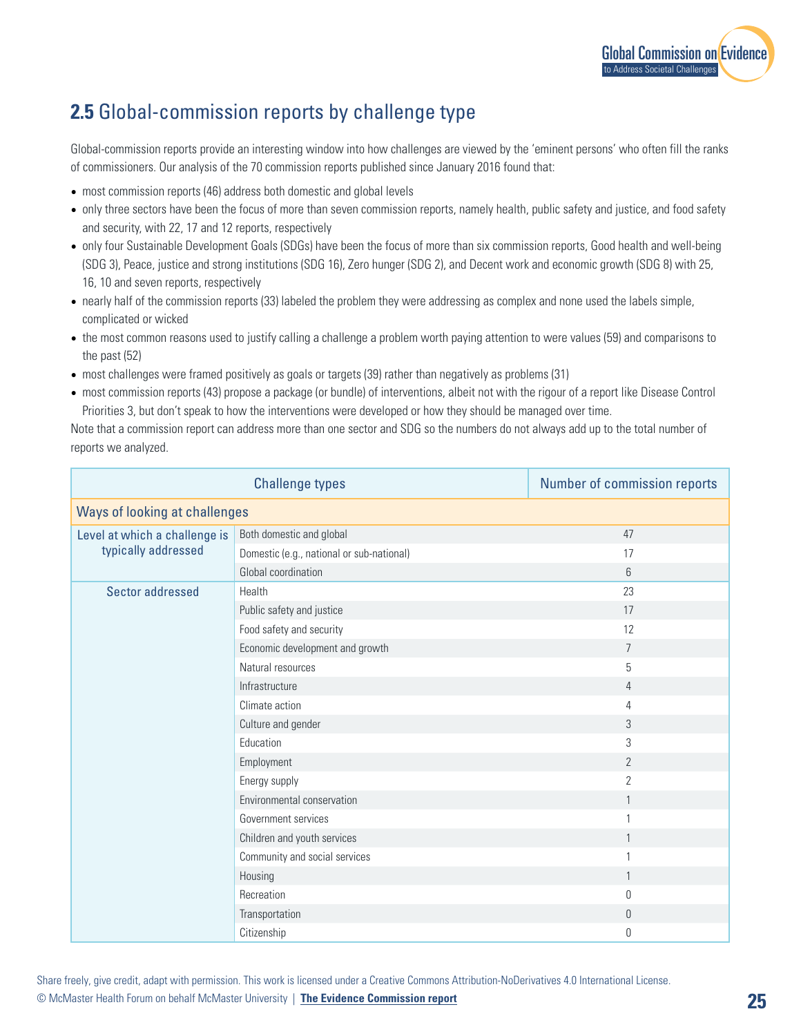## **2.5** Global-commission reports by challenge type

Global-commission reports provide an interesting window into how challenges are viewed by the 'eminent persons' who often fill the ranks of commissioners. Our analysis of the 70 commission reports published since January 2016 found that:

- most commission reports (46) address both domestic and global levels
- only three sectors have been the focus of more than seven commission reports, namely health, public safety and justice, and food safety and security, with 22, 17 and 12 reports, respectively
- only four Sustainable Development Goals (SDGs) have been the focus of more than six commission reports, Good health and well-being (SDG 3), Peace, justice and strong institutions (SDG 16), Zero hunger (SDG 2), and Decent work and economic growth (SDG 8) with 25, 16, 10 and seven reports, respectively
- nearly half of the commission reports (33) labeled the problem they were addressing as complex and none used the labels simple, complicated or wicked
- the most common reasons used to justify calling a challenge a problem worth paying attention to were values (59) and comparisons to the past (52)
- most challenges were framed positively as goals or targets (39) rather than negatively as problems (31)
- most commission reports (43) propose a package (or bundle) of interventions, albeit not with the rigour of a report like Disease Control Priorities 3, but don't speak to how the interventions were developed or how they should be managed over time.

Note that a commission report can address more than one sector and SDG so the numbers do not always add up to the total number of reports we analyzed.

| Challenge types | | Number of commission reports |
|---|---|---|
| **Ways of looking at challenges** | | |
| Level at which a challenge is typically addressed | Both domestic and global | 47 |
| | Domestic (e.g., national or sub-national) | 17 |
| | Global coordination | 6 |
| Sector addressed | Health | 23 |
| | Public safety and justice | 17 |
| | Food safety and security | 12 |
| | Economic development and growth | 7 |
| | Natural resources | 5 |
| | Infrastructure | 4 |
| | Climate action | 4 |
| | Culture and gender | 3 |
| | Education | 3 |
| | Employment | 2 |
| | Energy supply | 2 |
| | Environmental conservation | 1 |
| | Government services | 1 |
| | Children and youth services | 1 |
| | Community and social services | 1 |
| | Housing | 1 |
| | Recreation | 0 |
| | Transportation | 0 |
| | Citizenship | 0 |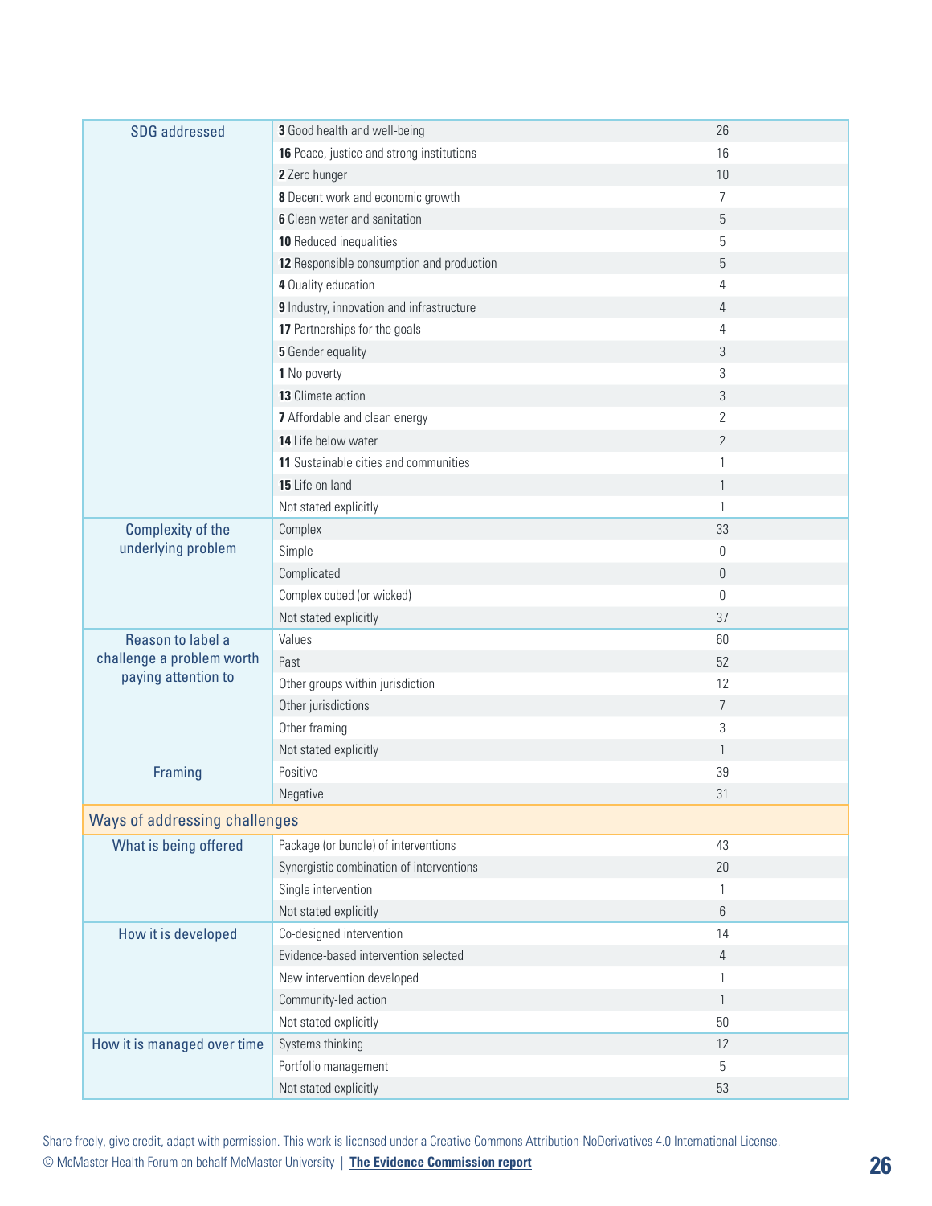| | | |
|---|---|---|
| SDG addressed | **3** Good health and well-being | 26 |
| | **16** Peace, justice and strong institutions | 16 |
| | **2** Zero hunger | 10 |
| | **8** Decent work and economic growth | 7 |
| | **6** Clean water and sanitation | 5 |
| | **10** Reduced inequalities | 5 |
| | **12** Responsible consumption and production | 5 |
| | **4** Quality education | 4 |
| | **9** Industry, innovation and infrastructure | 4 |
| | **17** Partnerships for the goals | 4 |
| | **5** Gender equality | 3 |
| | **1** No poverty | 3 |
| | **13** Climate action | 3 |
| | **7** Affordable and clean energy | 2 |
| | **14** Life below water | 2 |
| | **11** Sustainable cities and communities | 1 |
| | **15** Life on land | 1 |
| | Not stated explicitly | 1 |
| Complexity of the underlying problem | Complex | 33 |
| | Simple | 0 |
| | Complicated | 0 |
| | Complex cubed (or wicked) | 0 |
| | Not stated explicitly | 37 |
| Reason to label a challenge a problem worth paying attention to | Values | 60 |
| | Past | 52 |
| | Other groups within jurisdiction | 12 |
| | Other jurisdictions | 7 |
| | Other framing | 3 |
| | Not stated explicitly | 1 |
| Framing | Positive | 39 |
| | Negative | 31 |
| **Ways of addressing challenges** | | |
| What is being offered | Package (or bundle) of interventions | 43 |
| | Synergistic combination of interventions | 20 |
| | Single intervention | 1 |
| | Not stated explicitly | 6 |
| How it is developed | Co-designed intervention | 14 |
| | Evidence-based intervention selected | 4 |
| | New intervention developed | 1 |
| | Community-led action | 1 |
| | Not stated explicitly | 50 |
| How it is managed over time | Systems thinking | 12 |
| | Portfolio management | 5 |
| | Not stated explicitly | 53 |

Share freely, give credit, adapt with permission. This work is licensed under a Creative Commons Attribution-NoDerivatives 4.0 International License.
© McMaster Health Forum on behalf McMaster University | **The Evidence Commission report**